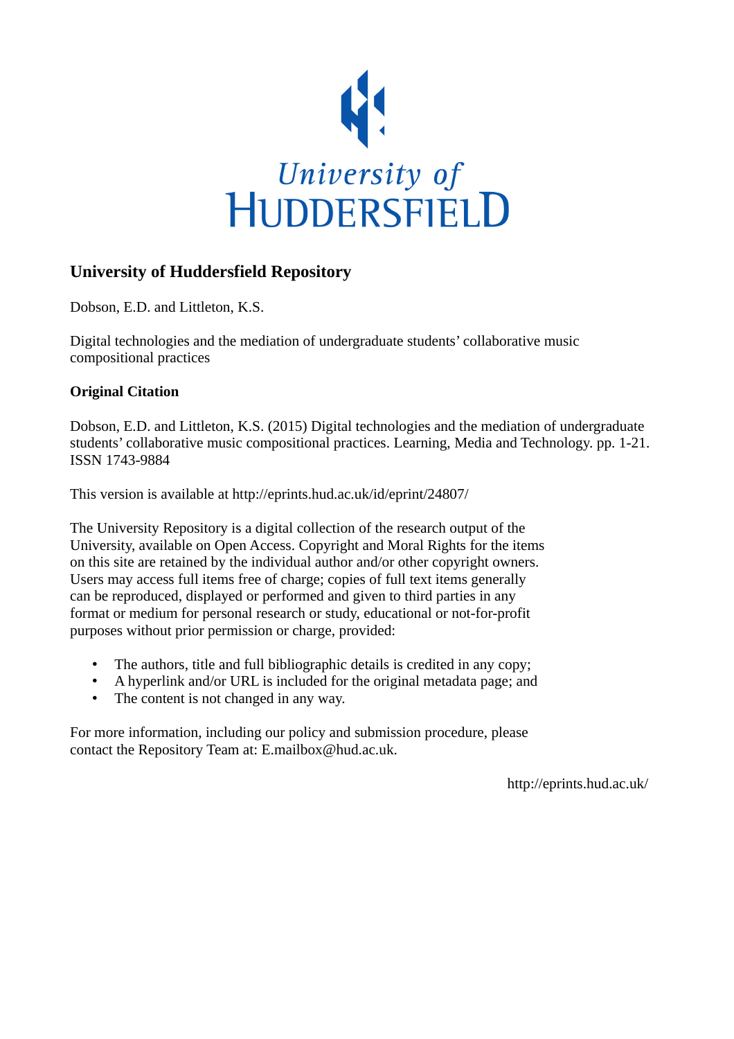University of HUDDERSFIELD

## University of Huddersfield Repository

Dobson, E.D. and Littleton, K.S.

Digital technologies and the mediation of undergraduate students' collaborative music compositional practices

### Original Citation

Dobson, E.D. and Littleton, K.S. (2015) Digital technologies and the mediation of undergraduate students' collaborative music compositional practices. Learning, Media and Technology. pp. 1-21. ISSN 1743-9884

This version is available at http://eprints.hud.ac.uk/id/eprint/24807/

The University Repository is a digital collection of the research output of the University, available on Open Access. Copyright and Moral Rights for the items on this site are retained by the individual author and/or other copyright owners. Users may access full items free of charge; copies of full text items generally can be reproduced, displayed or performed and given to third parties in any format or medium for personal research or study, educational or not-for-profit purposes without prior permission or charge, provided:

- The authors, title and full bibliographic details is credited in any copy;
- A hyperlink and/or URL is included for the original metadata page; and
- The content is not changed in any way.

For more information, including our policy and submission procedure, please contact the Repository Team at: E.mailbox@hud.ac.uk.

http://eprints.hud.ac.uk/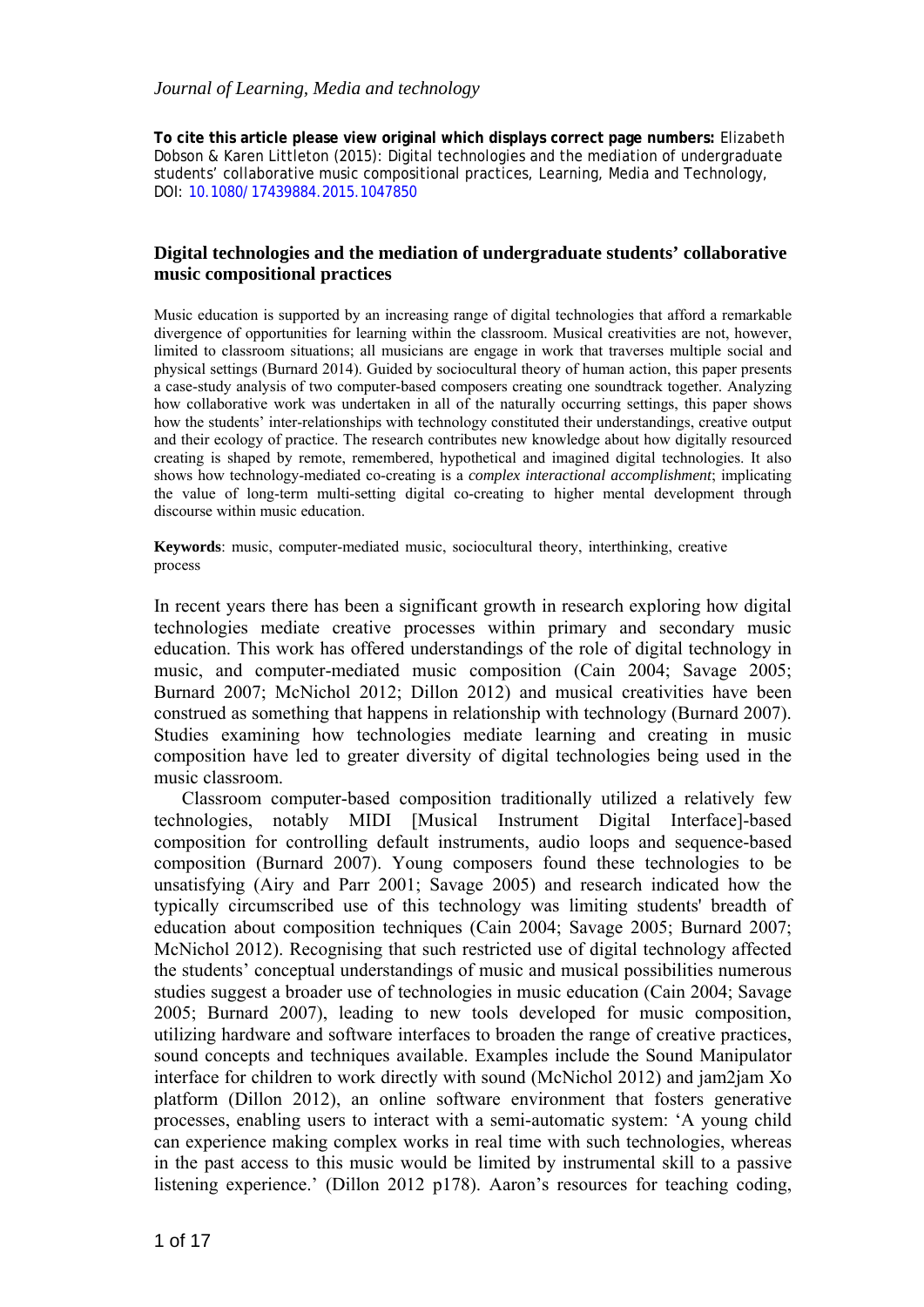To cite this article please view original which displays correct page numbers: Elizabeth Dobson & Karen Littleton (2015): Digital technologies and the mediation of undergraduate students' collaborative music compositional practices, Learning, Media and Technology, DOI: 10.1080/17439884.2015.1047850

## Digital technologies and the mediation of undergraduate students' collaborative music compositional practices

Music education is supported by an increasing range of digital technologies that afford a remarkable divergence of opportunities for learning within the classroom. Musical creativities are not, however, limited to classroom situations; all musicians are engage in work that traverses multiple social and physical settings (Burnard 2014). Guided by sociocultural theory of human action, this paper presents a case-study analysis of two computer-based composers creating one soundtrack together. Analyzing how collaborative work was undertaken in all of the naturally occurring settings, this paper shows how the students' inter-relationships with technology constituted their understandings, creative output and their ecology of practice. The research contributes new knowledge about how digitally resourced creating is shaped by remote, remembered, hypothetical and imagined digital technologies. It also shows how technology-mediated co-creating is a *complex interactional accomplishment*; implicating the value of long-term multi-setting digital co-creating to higher mental development through discourse within music education.

**Keywords**: music, computer-mediated music, sociocultural theory, interthinking, creative process

In recent years there has been a significant growth in research exploring how digital technologies mediate creative processes within primary and secondary music education. This work has offered understandings of the role of digital technology in music, and computer-mediated music composition (Cain 2004; Savage 2005; Burnard 2007; McNichol 2012; Dillon 2012) and musical creativities have been construed as something that happens in relationship with technology (Burnard 2007). Studies examining how technologies mediate learning and creating in music composition have led to greater diversity of digital technologies being used in the music classroom.

Classroom computer-based composition traditionally utilized a relatively few technologies, notably MIDI [Musical Instrument Digital Interface]-based composition for controlling default instruments, audio loops and sequence-based composition (Burnard 2007). Young composers found these technologies to be unsatisfying (Airy and Parr 2001; Savage 2005) and research indicated how the typically circumscribed use of this technology was limiting students' breadth of education about composition techniques (Cain 2004; Savage 2005; Burnard 2007; McNichol 2012). Recognising that such restricted use of digital technology affected the students' conceptual understandings of music and musical possibilities numerous studies suggest a broader use of technologies in music education (Cain 2004; Savage 2005; Burnard 2007), leading to new tools developed for music composition, utilizing hardware and software interfaces to broaden the range of creative practices, sound concepts and techniques available. Examples include the Sound Manipulator interface for children to work directly with sound (McNichol 2012) and jam2jam Xo platform (Dillon 2012), an online software environment that fosters generative processes, enabling users to interact with a semi-automatic system: 'A young child can experience making complex works in real time with such technologies, whereas in the past access to this music would be limited by instrumental skill to a passive listening experience.' (Dillon 2012 p178). Aaron's resources for teaching coding,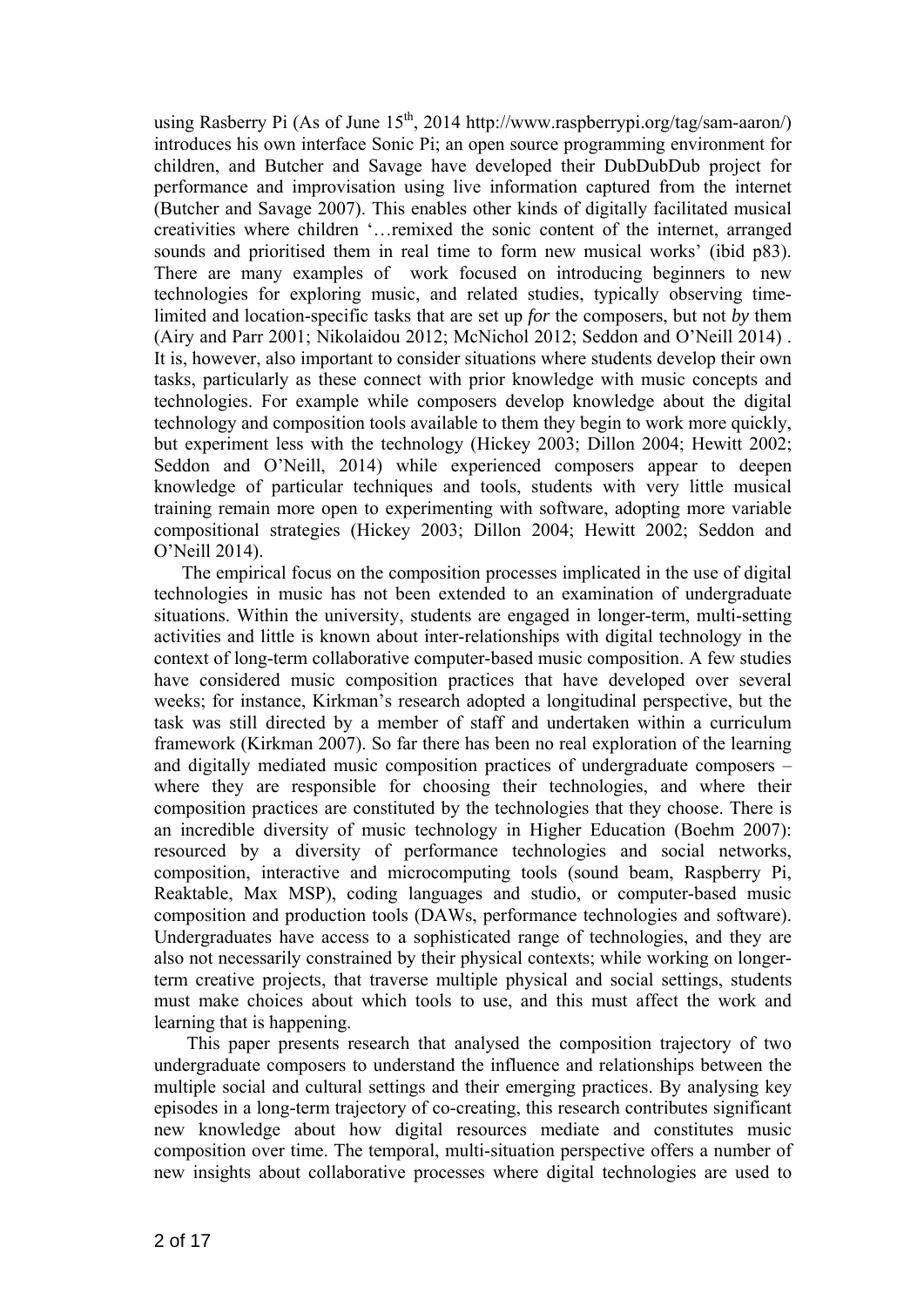using Rasberry Pi (As of June 15th, 2014 http://www.raspberrypi.org/tag/sam-aaron/) introduces his own interface Sonic Pi; an open source programming environment for children, and Butcher and Savage have developed their DubDubDub project for performance and improvisation using live information captured from the internet (Butcher and Savage 2007). This enables other kinds of digitally facilitated musical creativities where children '…remixed the sonic content of the internet, arranged sounds and prioritised them in real time to form new musical works' (ibid p83). There are many examples of work focused on introducing beginners to new technologies for exploring music, and related studies, typically observing time-limited and location-specific tasks that are set up *for* the composers, but not *by* them (Airy and Parr 2001; Nikolaidou 2012; McNichol 2012; Seddon and O'Neill 2014) . It is, however, also important to consider situations where students develop their own tasks, particularly as these connect with prior knowledge with music concepts and technologies. For example while composers develop knowledge about the digital technology and composition tools available to them they begin to work more quickly, but experiment less with the technology (Hickey 2003; Dillon 2004; Hewitt 2002; Seddon and O'Neill, 2014) while experienced composers appear to deepen knowledge of particular techniques and tools, students with very little musical training remain more open to experimenting with software, adopting more variable compositional strategies (Hickey 2003; Dillon 2004; Hewitt 2002; Seddon and O'Neill 2014).

The empirical focus on the composition processes implicated in the use of digital technologies in music has not been extended to an examination of undergraduate situations. Within the university, students are engaged in longer-term, multi-setting activities and little is known about inter-relationships with digital technology in the context of long-term collaborative computer-based music composition. A few studies have considered music composition practices that have developed over several weeks; for instance, Kirkman's research adopted a longitudinal perspective, but the task was still directed by a member of staff and undertaken within a curriculum framework (Kirkman 2007). So far there has been no real exploration of the learning and digitally mediated music composition practices of undergraduate composers – where they are responsible for choosing their technologies, and where their composition practices are constituted by the technologies that they choose. There is an incredible diversity of music technology in Higher Education (Boehm 2007): resourced by a diversity of performance technologies and social networks, composition, interactive and microcomputing tools (sound beam, Raspberry Pi, Reaktable, Max MSP), coding languages and studio, or computer-based music composition and production tools (DAWs, performance technologies and software). Undergraduates have access to a sophisticated range of technologies, and they are also not necessarily constrained by their physical contexts; while working on longer-term creative projects, that traverse multiple physical and social settings, students must make choices about which tools to use, and this must affect the work and learning that is happening.

This paper presents research that analysed the composition trajectory of two undergraduate composers to understand the influence and relationships between the multiple social and cultural settings and their emerging practices. By analysing key episodes in a long-term trajectory of co-creating, this research contributes significant new knowledge about how digital resources mediate and constitutes music composition over time. The temporal, multi-situation perspective offers a number of new insights about collaborative processes where digital technologies are used to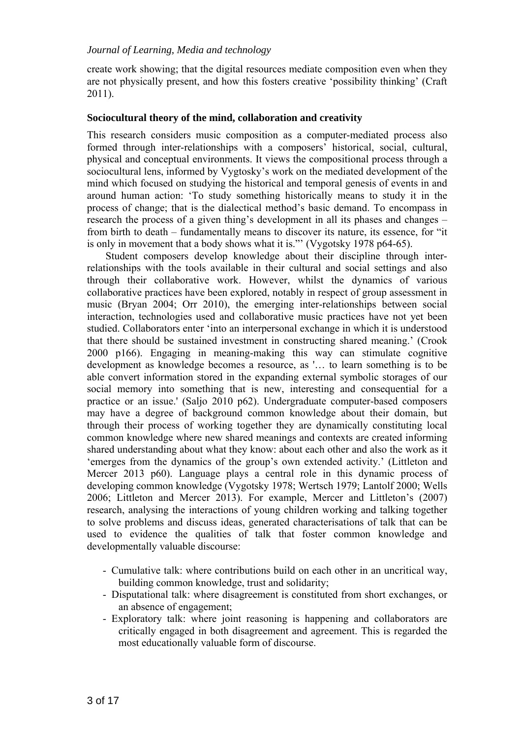create work showing; that the digital resources mediate composition even when they are not physically present, and how this fosters creative 'possibility thinking' (Craft 2011).

### Sociocultural theory of the mind, collaboration and creativity

This research considers music composition as a computer-mediated process also formed through inter-relationships with a composers' historical, social, cultural, physical and conceptual environments. It views the compositional process through a sociocultural lens, informed by Vygtosky's work on the mediated development of the mind which focused on studying the historical and temporal genesis of events in and around human action: 'To study something historically means to study it in the process of change; that is the dialectical method's basic demand. To encompass in research the process of a given thing's development in all its phases and changes – from birth to death – fundamentally means to discover its nature, its essence, for "it is only in movement that a body shows what it is."' (Vygotsky 1978 p64-65).

Student composers develop knowledge about their discipline through inter-relationships with the tools available in their cultural and social settings and also through their collaborative work. However, whilst the dynamics of various collaborative practices have been explored, notably in respect of group assessment in music (Bryan 2004; Orr 2010), the emerging inter-relationships between social interaction, technologies used and collaborative music practices have not yet been studied. Collaborators enter 'into an interpersonal exchange in which it is understood that there should be sustained investment in constructing shared meaning.' (Crook 2000 p166). Engaging in meaning-making this way can stimulate cognitive development as knowledge becomes a resource, as '… to learn something is to be able convert information stored in the expanding external symbolic storages of our social memory into something that is new, interesting and consequential for a practice or an issue.' (Saljo 2010 p62). Undergraduate computer-based composers may have a degree of background common knowledge about their domain, but through their process of working together they are dynamically constituting local common knowledge where new shared meanings and contexts are created informing shared understanding about what they know: about each other and also the work as it 'emerges from the dynamics of the group's own extended activity.' (Littleton and Mercer 2013 p60). Language plays a central role in this dynamic process of developing common knowledge (Vygotsky 1978; Wertsch 1979; Lantolf 2000; Wells 2006; Littleton and Mercer 2013). For example, Mercer and Littleton's (2007) research, analysing the interactions of young children working and talking together to solve problems and discuss ideas, generated characterisations of talk that can be used to evidence the qualities of talk that foster common knowledge and developmentally valuable discourse:

- Cumulative talk: where contributions build on each other in an uncritical way, building common knowledge, trust and solidarity;
- Disputational talk: where disagreement is constituted from short exchanges, or an absence of engagement;
- Exploratory talk: where joint reasoning is happening and collaborators are critically engaged in both disagreement and agreement. This is regarded the most educationally valuable form of discourse.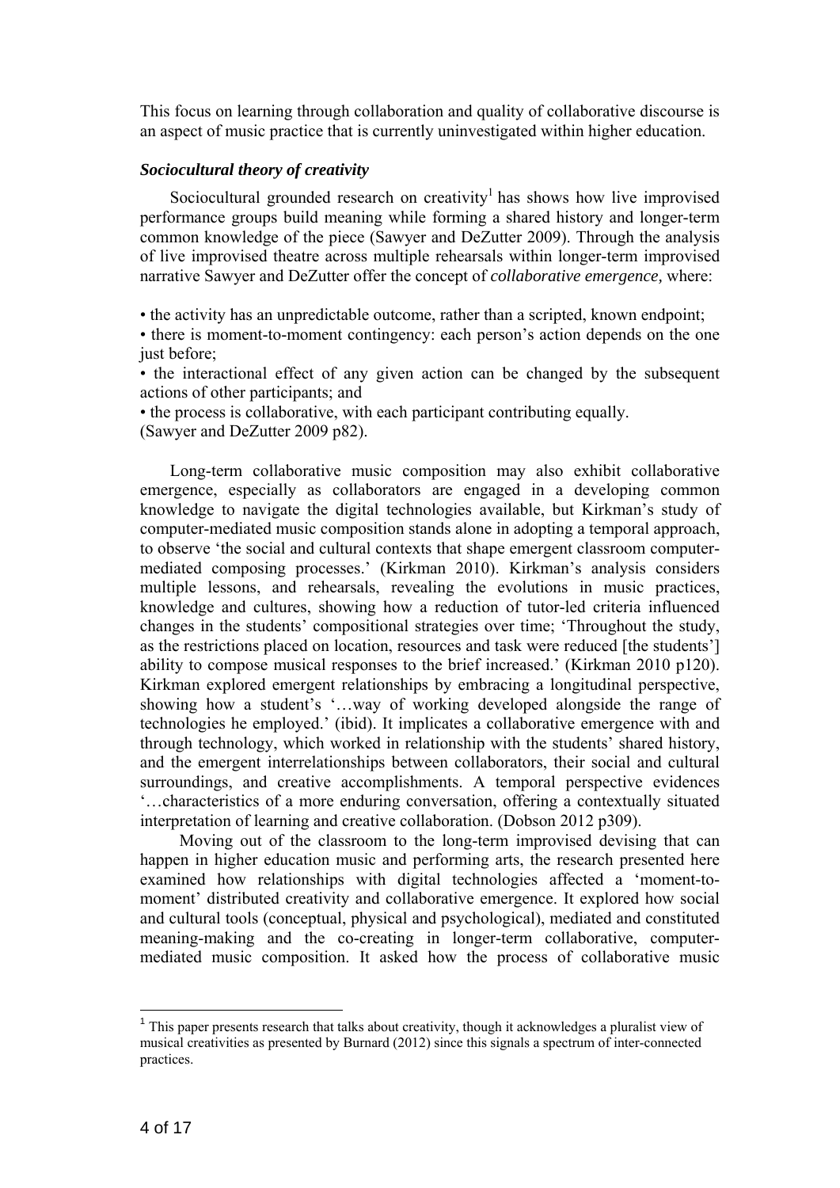This focus on learning through collaboration and quality of collaborative discourse is an aspect of music practice that is currently uninvestigated within higher education.

### *Sociocultural theory of creativity*

Sociocultural grounded research on creativity[1] has shows how live improvised performance groups build meaning while forming a shared history and longer-term common knowledge of the piece (Sawyer and DeZutter 2009). Through the analysis of live improvised theatre across multiple rehearsals within longer-term improvised narrative Sawyer and DeZutter offer the concept of *collaborative emergence,* where:

• the activity has an unpredictable outcome, rather than a scripted, known endpoint;
• there is moment-to-moment contingency: each person's action depends on the one just before;
• the interactional effect of any given action can be changed by the subsequent actions of other participants; and
• the process is collaborative, with each participant contributing equally.
(Sawyer and DeZutter 2009 p82).

Long-term collaborative music composition may also exhibit collaborative emergence, especially as collaborators are engaged in a developing common knowledge to navigate the digital technologies available, but Kirkman's study of computer-mediated music composition stands alone in adopting a temporal approach, to observe 'the social and cultural contexts that shape emergent classroom computer-mediated composing processes.' (Kirkman 2010). Kirkman's analysis considers multiple lessons, and rehearsals, revealing the evolutions in music practices, knowledge and cultures, showing how a reduction of tutor-led criteria influenced changes in the students' compositional strategies over time; 'Throughout the study, as the restrictions placed on location, resources and task were reduced [the students'] ability to compose musical responses to the brief increased.' (Kirkman 2010 p120). Kirkman explored emergent relationships by embracing a longitudinal perspective, showing how a student's '…way of working developed alongside the range of technologies he employed.' (ibid). It implicates a collaborative emergence with and through technology, which worked in relationship with the students' shared history, and the emergent interrelationships between collaborators, their social and cultural surroundings, and creative accomplishments. A temporal perspective evidences '…characteristics of a more enduring conversation, offering a contextually situated interpretation of learning and creative collaboration. (Dobson 2012 p309).

Moving out of the classroom to the long-term improvised devising that can happen in higher education music and performing arts, the research presented here examined how relationships with digital technologies affected a 'moment-to-moment' distributed creativity and collaborative emergence. It explored how social and cultural tools (conceptual, physical and psychological), mediated and constituted meaning-making and the co-creating in longer-term collaborative, computer-mediated music composition. It asked how the process of collaborative music

[1] This paper presents research that talks about creativity, though it acknowledges a pluralist view of musical creativities as presented by Burnard (2012) since this signals a spectrum of inter-connected practices.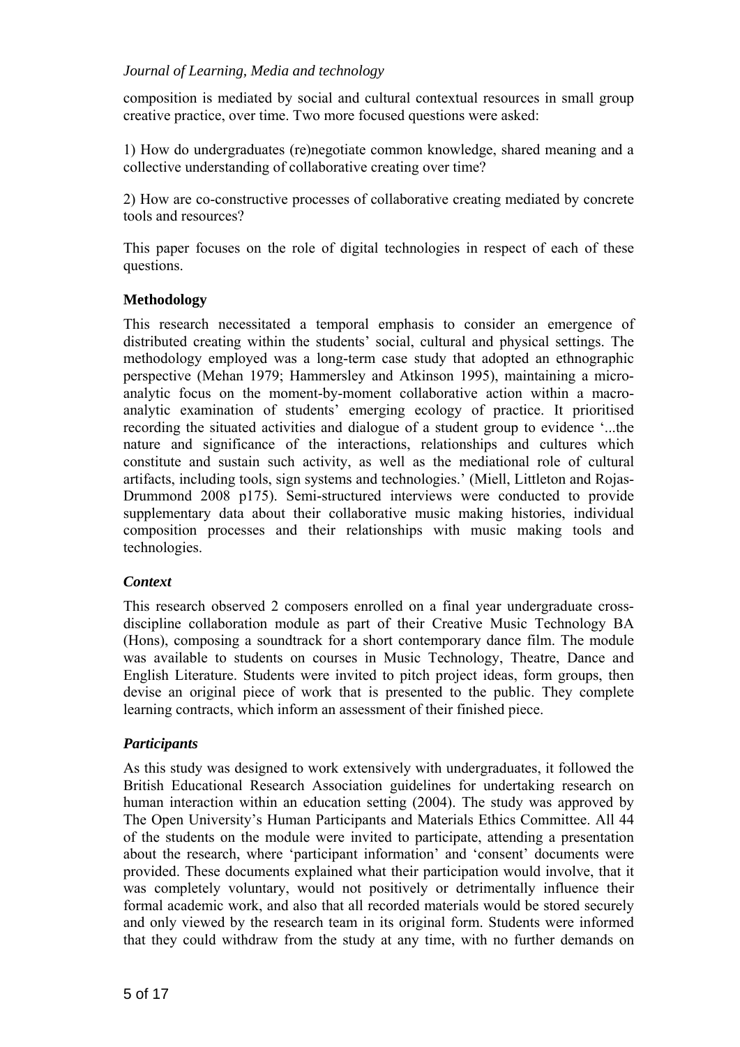composition is mediated by social and cultural contextual resources in small group creative practice, over time. Two more focused questions were asked:

1) How do undergraduates (re)negotiate common knowledge, shared meaning and a collective understanding of collaborative creating over time?

2) How are co-constructive processes of collaborative creating mediated by concrete tools and resources?

This paper focuses on the role of digital technologies in respect of each of these questions.

## Methodology

This research necessitated a temporal emphasis to consider an emergence of distributed creating within the students' social, cultural and physical settings. The methodology employed was a long-term case study that adopted an ethnographic perspective (Mehan 1979; Hammersley and Atkinson 1995), maintaining a micro-analytic focus on the moment-by-moment collaborative action within a macro-analytic examination of students' emerging ecology of practice. It prioritised recording the situated activities and dialogue of a student group to evidence '...the nature and significance of the interactions, relationships and cultures which constitute and sustain such activity, as well as the mediational role of cultural artifacts, including tools, sign systems and technologies.' (Miell, Littleton and Rojas-Drummond 2008 p175). Semi-structured interviews were conducted to provide supplementary data about their collaborative music making histories, individual composition processes and their relationships with music making tools and technologies.

### *Context*

This research observed 2 composers enrolled on a final year undergraduate cross-discipline collaboration module as part of their Creative Music Technology BA (Hons), composing a soundtrack for a short contemporary dance film. The module was available to students on courses in Music Technology, Theatre, Dance and English Literature. Students were invited to pitch project ideas, form groups, then devise an original piece of work that is presented to the public. They complete learning contracts, which inform an assessment of their finished piece.

### *Participants*

As this study was designed to work extensively with undergraduates, it followed the British Educational Research Association guidelines for undertaking research on human interaction within an education setting (2004). The study was approved by The Open University's Human Participants and Materials Ethics Committee. All 44 of the students on the module were invited to participate, attending a presentation about the research, where 'participant information' and 'consent' documents were provided. These documents explained what their participation would involve, that it was completely voluntary, would not positively or detrimentally influence their formal academic work, and also that all recorded materials would be stored securely and only viewed by the research team in its original form. Students were informed that they could withdraw from the study at any time, with no further demands on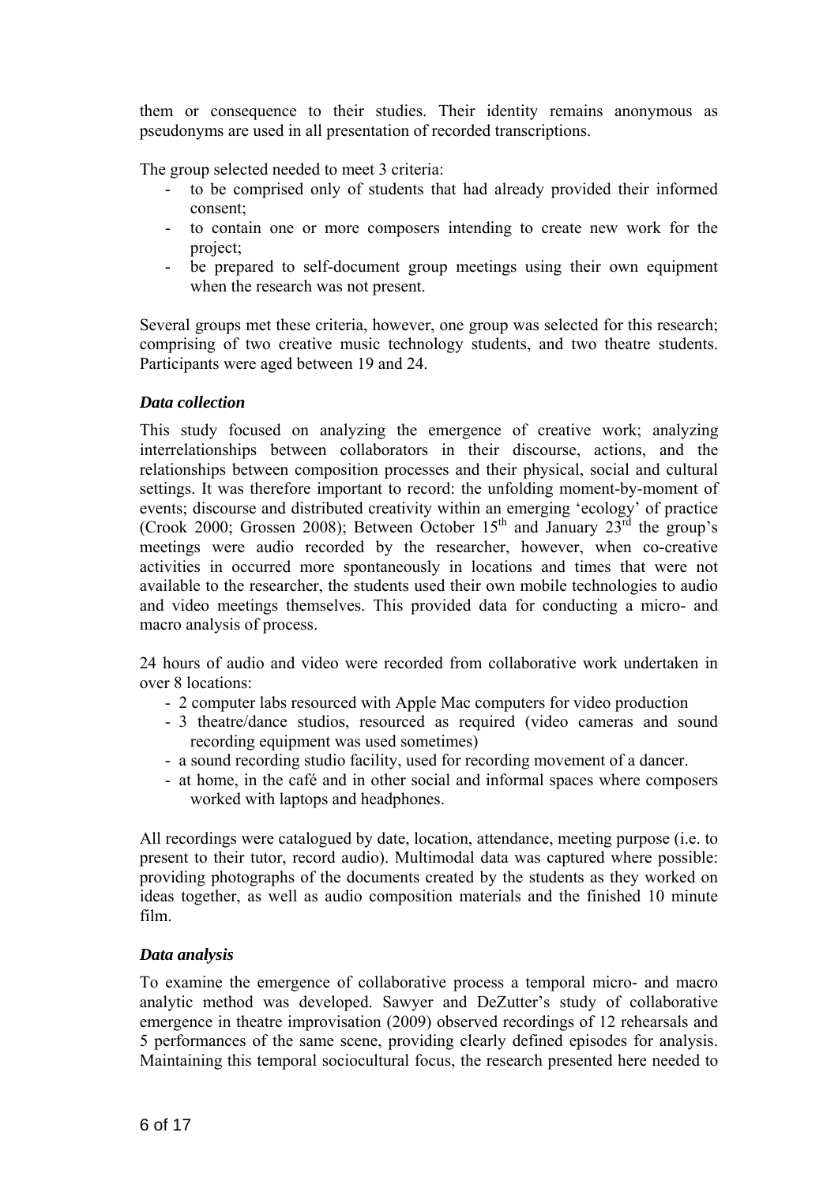them or consequence to their studies. Their identity remains anonymous as pseudonyms are used in all presentation of recorded transcriptions.

The group selected needed to meet 3 criteria:

- to be comprised only of students that had already provided their informed consent;
- to contain one or more composers intending to create new work for the project;
- be prepared to self-document group meetings using their own equipment when the research was not present.

Several groups met these criteria, however, one group was selected for this research; comprising of two creative music technology students, and two theatre students. Participants were aged between 19 and 24.

### *Data collection*

This study focused on analyzing the emergence of creative work; analyzing interrelationships between collaborators in their discourse, actions, and the relationships between composition processes and their physical, social and cultural settings. It was therefore important to record: the unfolding moment-by-moment of events; discourse and distributed creativity within an emerging 'ecology' of practice (Crook 2000; Grossen 2008); Between October 15th and January 23rd the group's meetings were audio recorded by the researcher, however, when co-creative activities in occurred more spontaneously in locations and times that were not available to the researcher, the students used their own mobile technologies to audio and video meetings themselves. This provided data for conducting a micro- and macro analysis of process.

24 hours of audio and video were recorded from collaborative work undertaken in over 8 locations:

- 2 computer labs resourced with Apple Mac computers for video production
- 3 theatre/dance studios, resourced as required (video cameras and sound recording equipment was used sometimes)
- a sound recording studio facility, used for recording movement of a dancer.
- at home, in the café and in other social and informal spaces where composers worked with laptops and headphones.

All recordings were catalogued by date, location, attendance, meeting purpose (i.e. to present to their tutor, record audio). Multimodal data was captured where possible: providing photographs of the documents created by the students as they worked on ideas together, as well as audio composition materials and the finished 10 minute film.

### *Data analysis*

To examine the emergence of collaborative process a temporal micro- and macro analytic method was developed. Sawyer and DeZutter's study of collaborative emergence in theatre improvisation (2009) observed recordings of 12 rehearsals and 5 performances of the same scene, providing clearly defined episodes for analysis. Maintaining this temporal sociocultural focus, the research presented here needed to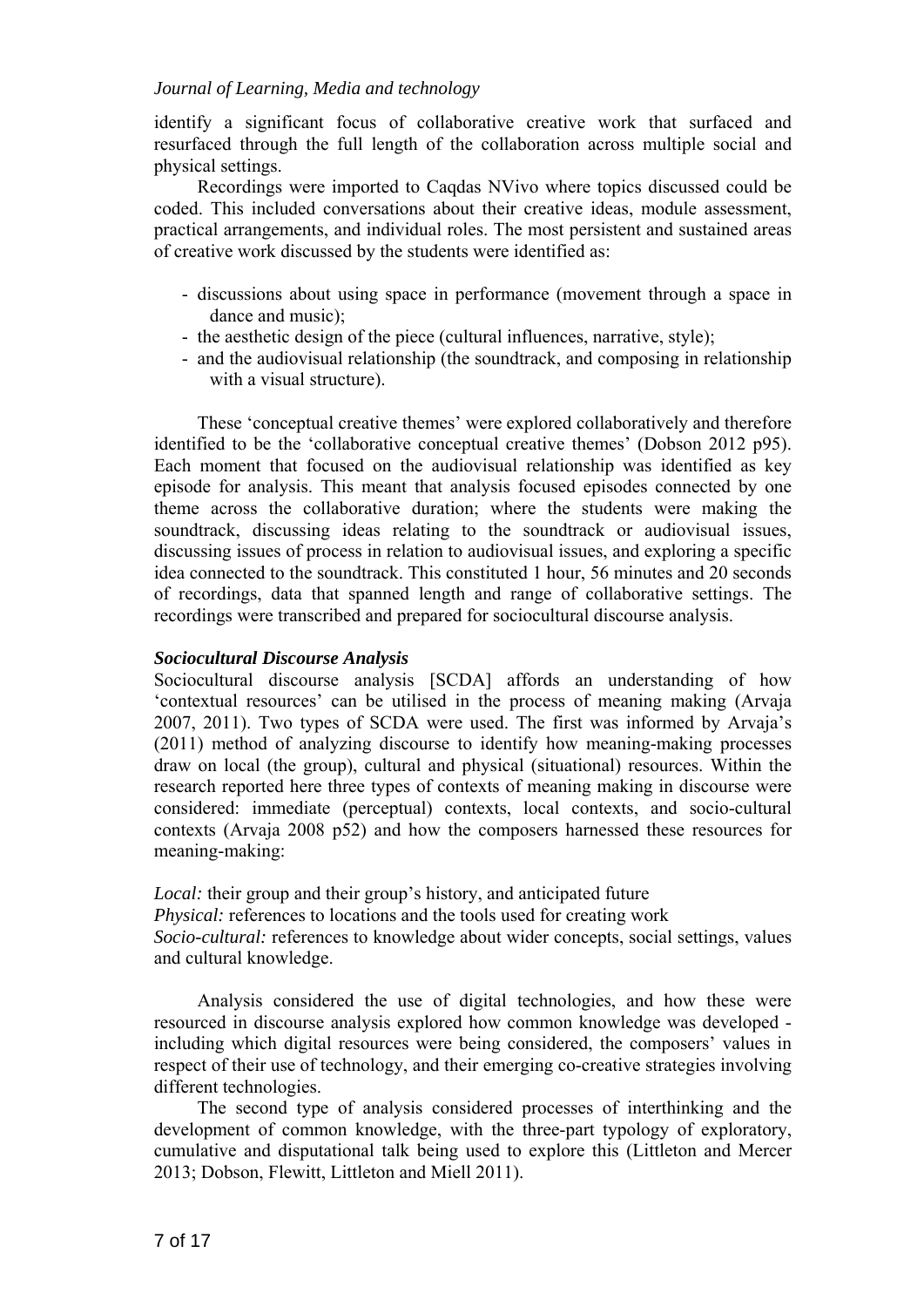identify a significant focus of collaborative creative work that surfaced and resurfaced through the full length of the collaboration across multiple social and physical settings.

Recordings were imported to Caqdas NVivo where topics discussed could be coded. This included conversations about their creative ideas, module assessment, practical arrangements, and individual roles. The most persistent and sustained areas of creative work discussed by the students were identified as:

- discussions about using space in performance (movement through a space in dance and music);
- the aesthetic design of the piece (cultural influences, narrative, style);
- and the audiovisual relationship (the soundtrack, and composing in relationship with a visual structure).

These 'conceptual creative themes' were explored collaboratively and therefore identified to be the 'collaborative conceptual creative themes' (Dobson 2012 p95). Each moment that focused on the audiovisual relationship was identified as key episode for analysis. This meant that analysis focused episodes connected by one theme across the collaborative duration; where the students were making the soundtrack, discussing ideas relating to the soundtrack or audiovisual issues, discussing issues of process in relation to audiovisual issues, and exploring a specific idea connected to the soundtrack. This constituted 1 hour, 56 minutes and 20 seconds of recordings, data that spanned length and range of collaborative settings. The recordings were transcribed and prepared for sociocultural discourse analysis.

### *Sociocultural Discourse Analysis*

Sociocultural discourse analysis [SCDA] affords an understanding of how 'contextual resources' can be utilised in the process of meaning making (Arvaja 2007, 2011). Two types of SCDA were used. The first was informed by Arvaja's (2011) method of analyzing discourse to identify how meaning-making processes draw on local (the group), cultural and physical (situational) resources. Within the research reported here three types of contexts of meaning making in discourse were considered: immediate (perceptual) contexts, local contexts, and socio-cultural contexts (Arvaja 2008 p52) and how the composers harnessed these resources for meaning-making:

*Local:* their group and their group's history, and anticipated future
*Physical:* references to locations and the tools used for creating work
*Socio-cultural:* references to knowledge about wider concepts, social settings, values and cultural knowledge.

Analysis considered the use of digital technologies, and how these were resourced in discourse analysis explored how common knowledge was developed - including which digital resources were being considered, the composers' values in respect of their use of technology, and their emerging co-creative strategies involving different technologies.

The second type of analysis considered processes of interthinking and the development of common knowledge, with the three-part typology of exploratory, cumulative and disputational talk being used to explore this (Littleton and Mercer 2013; Dobson, Flewitt, Littleton and Miell 2011).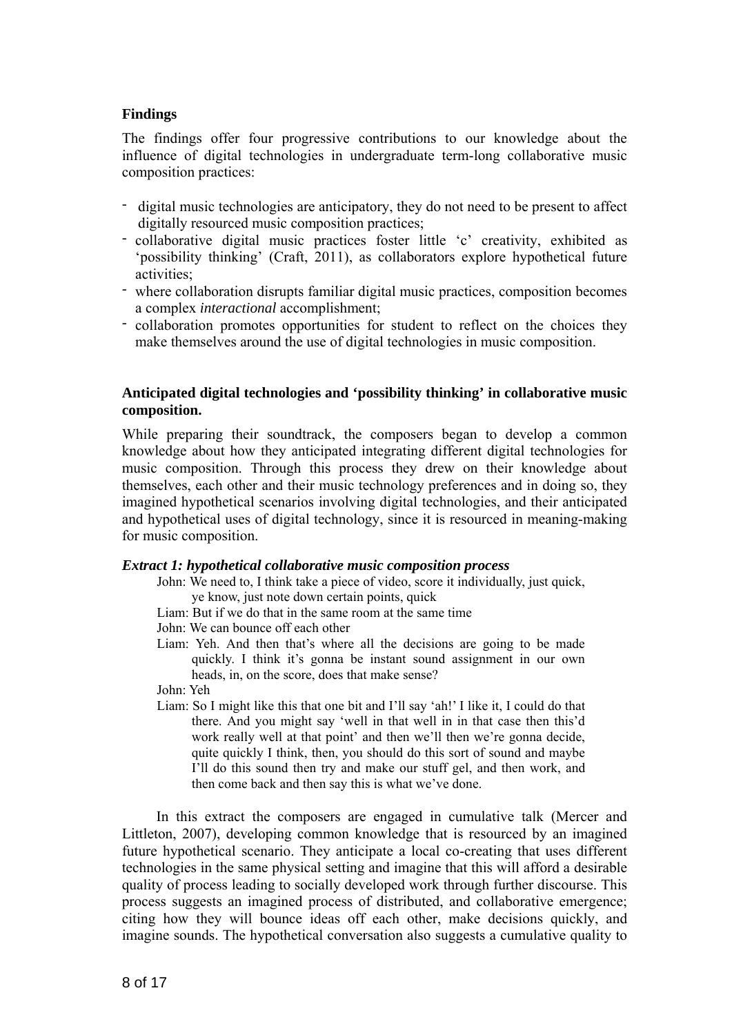## Findings

The findings offer four progressive contributions to our knowledge about the influence of digital technologies in undergraduate term-long collaborative music composition practices:

- digital music technologies are anticipatory, they do not need to be present to affect digitally resourced music composition practices;
- collaborative digital music practices foster little 'c' creativity, exhibited as 'possibility thinking' (Craft, 2011), as collaborators explore hypothetical future activities;
- where collaboration disrupts familiar digital music practices, composition becomes a complex *interactional* accomplishment;
- collaboration promotes opportunities for student to reflect on the choices they make themselves around the use of digital technologies in music composition.

### Anticipated digital technologies and 'possibility thinking' in collaborative music composition.

While preparing their soundtrack, the composers began to develop a common knowledge about how they anticipated integrating different digital technologies for music composition. Through this process they drew on their knowledge about themselves, each other and their music technology preferences and in doing so, they imagined hypothetical scenarios involving digital technologies, and their anticipated and hypothetical uses of digital technology, since it is resourced in meaning-making for music composition.

***Extract 1: hypothetical collaborative music composition process***

John: We need to, I think take a piece of video, score it individually, just quick, ye know, just note down certain points, quick

Liam: But if we do that in the same room at the same time

John: We can bounce off each other

Liam: Yeh. And then that's where all the decisions are going to be made quickly. I think it's gonna be instant sound assignment in our own heads, in, on the score, does that make sense?

John: Yeh

Liam: So I might like this that one bit and I'll say 'ah!' I like it, I could do that there. And you might say 'well in that well in in that case then this'd work really well at that point' and then we'll then we're gonna decide, quite quickly I think, then, you should do this sort of sound and maybe I'll do this sound then try and make our stuff gel, and then work, and then come back and then say this is what we've done.

In this extract the composers are engaged in cumulative talk (Mercer and Littleton, 2007), developing common knowledge that is resourced by an imagined future hypothetical scenario. They anticipate a local co-creating that uses different technologies in the same physical setting and imagine that this will afford a desirable quality of process leading to socially developed work through further discourse. This process suggests an imagined process of distributed, and collaborative emergence; citing how they will bounce ideas off each other, make decisions quickly, and imagine sounds. The hypothetical conversation also suggests a cumulative quality to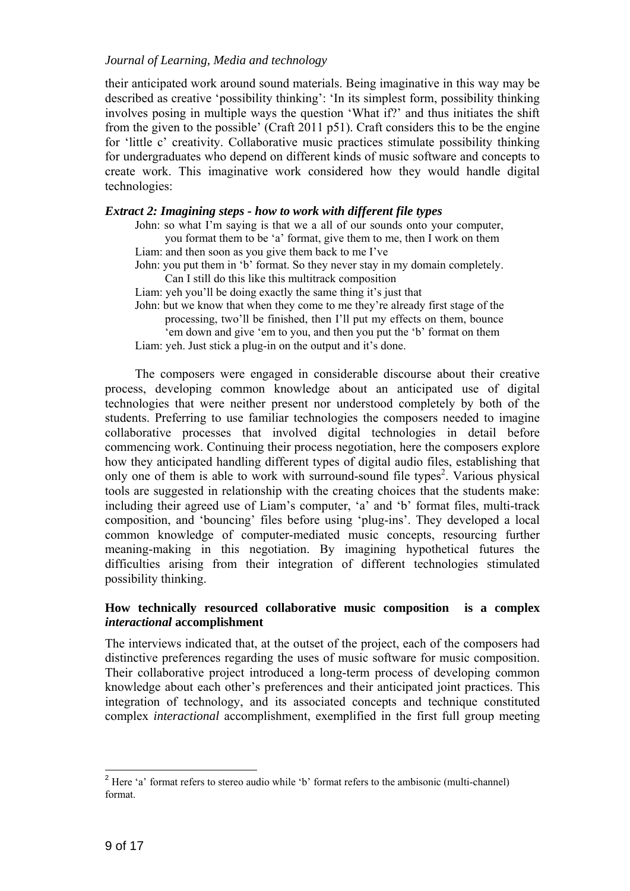their anticipated work around sound materials. Being imaginative in this way may be described as creative 'possibility thinking': 'In its simplest form, possibility thinking involves posing in multiple ways the question 'What if?' and thus initiates the shift from the given to the possible' (Craft 2011 p51). Craft considers this to be the engine for 'little c' creativity. Collaborative music practices stimulate possibility thinking for undergraduates who depend on different kinds of music software and concepts to create work. This imaginative work considered how they would handle digital technologies:

***Extract 2: Imagining steps - how to work with different file types***

John: so what I'm saying is that we a all of our sounds onto your computer, you format them to be 'a' format, give them to me, then I work on them
Liam: and then soon as you give them back to me I've
John: you put them in 'b' format. So they never stay in my domain completely. Can I still do this like this multitrack composition
Liam: yeh you'll be doing exactly the same thing it's just that
John: but we know that when they come to me they're already first stage of the processing, two'll be finished, then I'll put my effects on them, bounce 'em down and give 'em to you, and then you put the 'b' format on them
Liam: yeh. Just stick a plug-in on the output and it's done.

The composers were engaged in considerable discourse about their creative process, developing common knowledge about an anticipated use of digital technologies that were neither present nor understood completely by both of the students. Preferring to use familiar technologies the composers needed to imagine collaborative processes that involved digital technologies in detail before commencing work. Continuing their process negotiation, here the composers explore how they anticipated handling different types of digital audio files, establishing that only one of them is able to work with surround-sound file types[2]. Various physical tools are suggested in relationship with the creating choices that the students make: including their agreed use of Liam's computer, 'a' and 'b' format files, multi-track composition, and 'bouncing' files before using 'plug-ins'. They developed a local common knowledge of computer-mediated music concepts, resourcing further meaning-making in this negotiation. By imagining hypothetical futures the difficulties arising from their integration of different technologies stimulated possibility thinking.

### How technically resourced collaborative music composition is a complex *interactional* accomplishment

The interviews indicated that, at the outset of the project, each of the composers had distinctive preferences regarding the uses of music software for music composition. Their collaborative project introduced a long-term process of developing common knowledge about each other's preferences and their anticipated joint practices. This integration of technology, and its associated concepts and technique constituted complex *interactional* accomplishment, exemplified in the first full group meeting

---

[2] Here 'a' format refers to stereo audio while 'b' format refers to the ambisonic (multi-channel) format.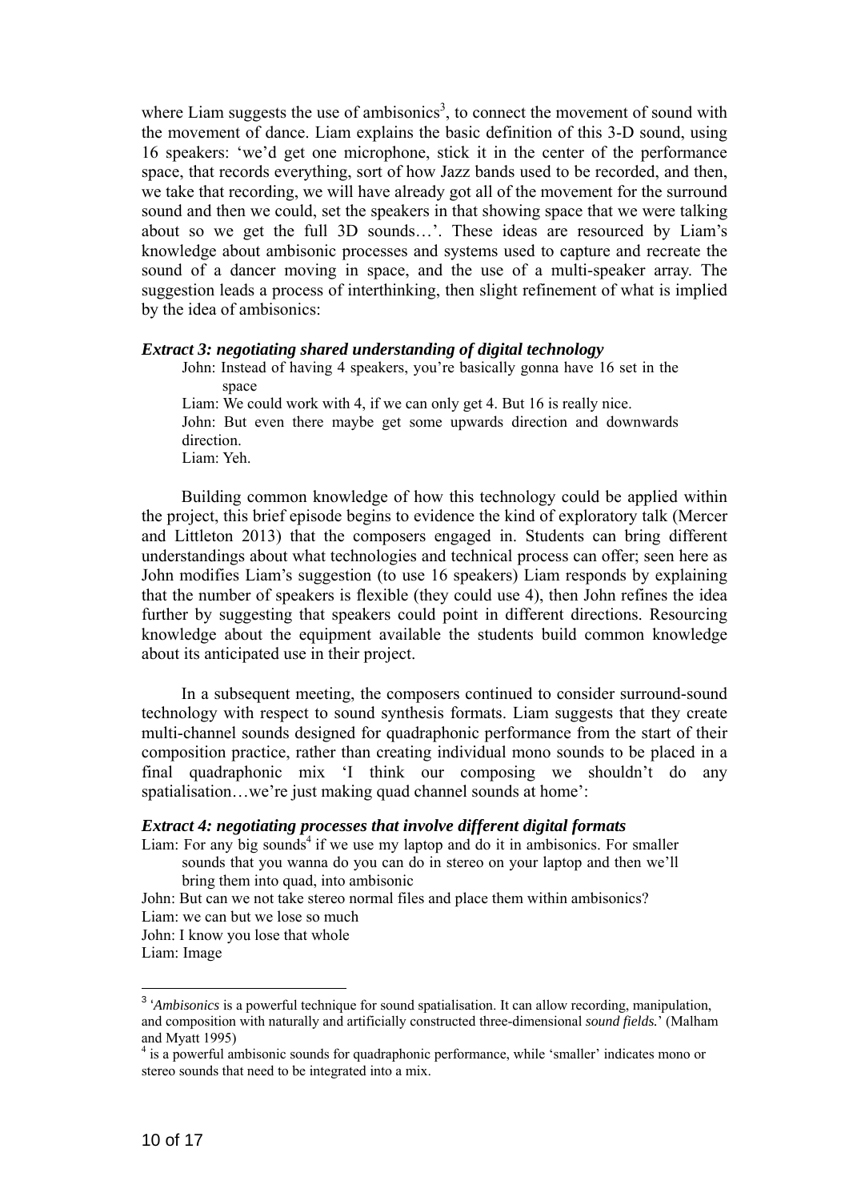where Liam suggests the use of ambisonics[3], to connect the movement of sound with the movement of dance. Liam explains the basic definition of this 3-D sound, using 16 speakers: 'we'd get one microphone, stick it in the center of the performance space, that records everything, sort of how Jazz bands used to be recorded, and then, we take that recording, we will have already got all of the movement for the surround sound and then we could, set the speakers in that showing space that we were talking about so we get the full 3D sounds…'. These ideas are resourced by Liam's knowledge about ambisonic processes and systems used to capture and recreate the sound of a dancer moving in space, and the use of a multi-speaker array. The suggestion leads a process of interthinking, then slight refinement of what is implied by the idea of ambisonics:

***Extract 3: negotiating shared understanding of digital technology***

John: Instead of having 4 speakers, you're basically gonna have 16 set in the space
Liam: We could work with 4, if we can only get 4. But 16 is really nice.
John: But even there maybe get some upwards direction and downwards direction.
Liam: Yeh.

Building common knowledge of how this technology could be applied within the project, this brief episode begins to evidence the kind of exploratory talk (Mercer and Littleton 2013) that the composers engaged in. Students can bring different understandings about what technologies and technical process can offer; seen here as John modifies Liam's suggestion (to use 16 speakers) Liam responds by explaining that the number of speakers is flexible (they could use 4), then John refines the idea further by suggesting that speakers could point in different directions. Resourcing knowledge about the equipment available the students build common knowledge about its anticipated use in their project.

In a subsequent meeting, the composers continued to consider surround-sound technology with respect to sound synthesis formats. Liam suggests that they create multi-channel sounds designed for quadraphonic performance from the start of their composition practice, rather than creating individual mono sounds to be placed in a final quadraphonic mix 'I think our composing we shouldn't do any spatialisation…we're just making quad channel sounds at home':

***Extract 4: negotiating processes that involve different digital formats***

Liam: For any big sounds[4] if we use my laptop and do it in ambisonics. For smaller sounds that you wanna do you can do in stereo on your laptop and then we'll bring them into quad, into ambisonic
John: But can we not take stereo normal files and place them within ambisonics?
Liam: we can but we lose so much
John: I know you lose that whole
Liam: Image

[3] '*Ambisonics* is a powerful technique for sound spatialisation. It can allow recording, manipulation, and composition with naturally and artificially constructed three-dimensional *sound fields.*' (Malham and Myatt 1995)

[4] is a powerful ambisonic sounds for quadraphonic performance, while 'smaller' indicates mono or stereo sounds that need to be integrated into a mix.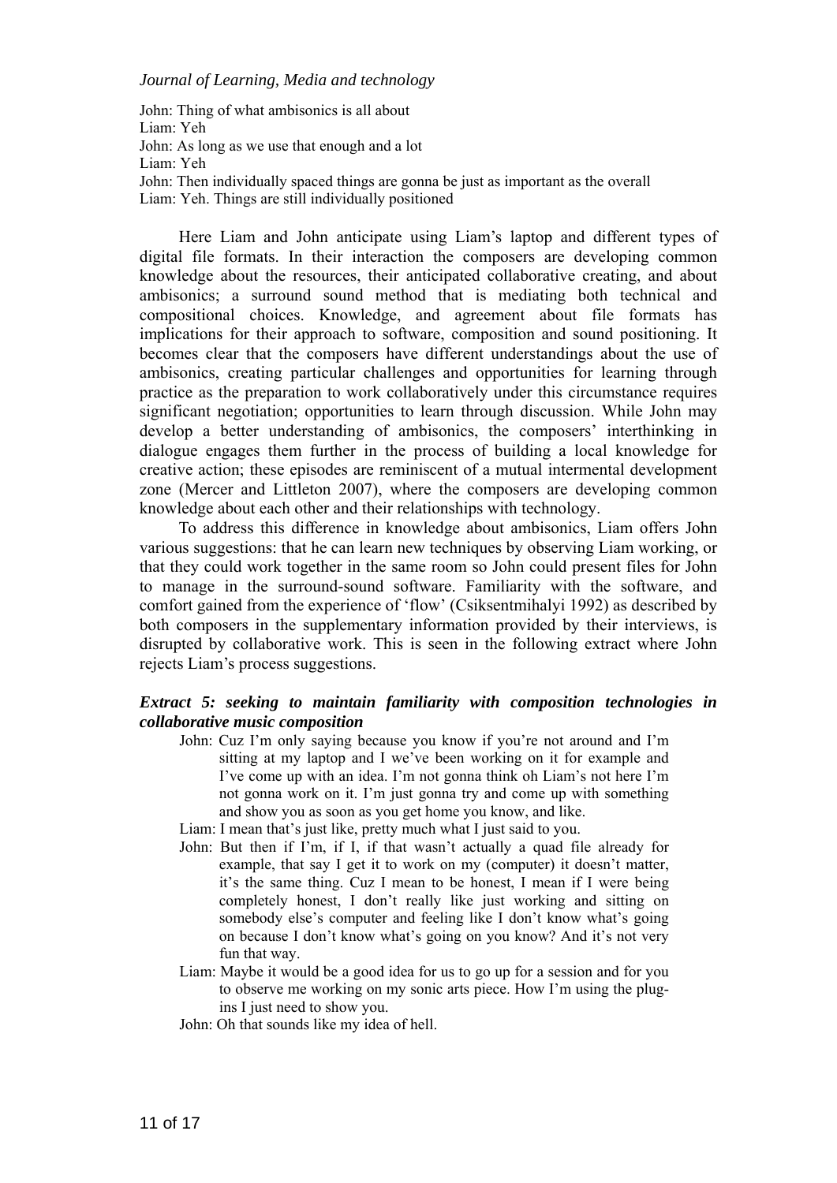John: Thing of what ambisonics is all about
Liam: Yeh
John: As long as we use that enough and a lot
Liam: Yeh
John: Then individually spaced things are gonna be just as important as the overall
Liam: Yeh. Things are still individually positioned

Here Liam and John anticipate using Liam's laptop and different types of digital file formats. In their interaction the composers are developing common knowledge about the resources, their anticipated collaborative creating, and about ambisonics; a surround sound method that is mediating both technical and compositional choices. Knowledge, and agreement about file formats has implications for their approach to software, composition and sound positioning. It becomes clear that the composers have different understandings about the use of ambisonics, creating particular challenges and opportunities for learning through practice as the preparation to work collaboratively under this circumstance requires significant negotiation; opportunities to learn through discussion. While John may develop a better understanding of ambisonics, the composers' interthinking in dialogue engages them further in the process of building a local knowledge for creative action; these episodes are reminiscent of a mutual intermental development zone (Mercer and Littleton 2007), where the composers are developing common knowledge about each other and their relationships with technology.

To address this difference in knowledge about ambisonics, Liam offers John various suggestions: that he can learn new techniques by observing Liam working, or that they could work together in the same room so John could present files for John to manage in the surround-sound software. Familiarity with the software, and comfort gained from the experience of 'flow' (Csiksentmihalyi 1992) as described by both composers in the supplementary information provided by their interviews, is disrupted by collaborative work. This is seen in the following extract where John rejects Liam's process suggestions.

### *Extract 5: seeking to maintain familiarity with composition technologies in collaborative music composition*

John: Cuz I'm only saying because you know if you're not around and I'm sitting at my laptop and I we've been working on it for example and I've come up with an idea. I'm not gonna think oh Liam's not here I'm not gonna work on it. I'm just gonna try and come up with something and show you as soon as you get home you know, and like.

Liam: I mean that's just like, pretty much what I just said to you.

John: But then if I'm, if I, if that wasn't actually a quad file already for example, that say I get it to work on my (computer) it doesn't matter, it's the same thing. Cuz I mean to be honest, I mean if I were being completely honest, I don't really like just working and sitting on somebody else's computer and feeling like I don't know what's going on because I don't know what's going on you know? And it's not very fun that way.

Liam: Maybe it would be a good idea for us to go up for a session and for you to observe me working on my sonic arts piece. How I'm using the plug-ins I just need to show you.

John: Oh that sounds like my idea of hell.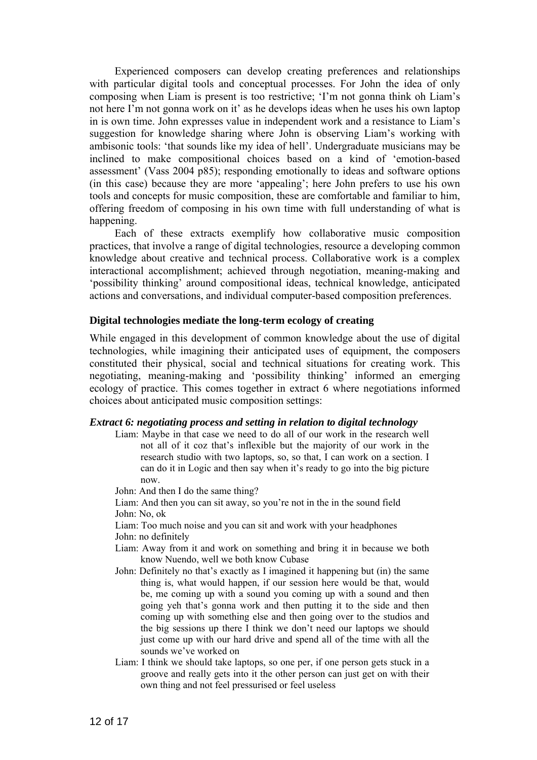Experienced composers can develop creating preferences and relationships with particular digital tools and conceptual processes. For John the idea of only composing when Liam is present is too restrictive; 'I'm not gonna think oh Liam's not here I'm not gonna work on it' as he develops ideas when he uses his own laptop in is own time. John expresses value in independent work and a resistance to Liam's suggestion for knowledge sharing where John is observing Liam's working with ambisonic tools: 'that sounds like my idea of hell'. Undergraduate musicians may be inclined to make compositional choices based on a kind of 'emotion-based assessment' (Vass 2004 p85); responding emotionally to ideas and software options (in this case) because they are more 'appealing'; here John prefers to use his own tools and concepts for music composition, these are comfortable and familiar to him, offering freedom of composing in his own time with full understanding of what is happening.

Each of these extracts exemplify how collaborative music composition practices, that involve a range of digital technologies, resource a developing common knowledge about creative and technical process. Collaborative work is a complex interactional accomplishment; achieved through negotiation, meaning-making and 'possibility thinking' around compositional ideas, technical knowledge, anticipated actions and conversations, and individual computer-based composition preferences.

### Digital technologies mediate the long-term ecology of creating

While engaged in this development of common knowledge about the use of digital technologies, while imagining their anticipated uses of equipment, the composers constituted their physical, social and technical situations for creating work. This negotiating, meaning-making and 'possibility thinking' informed an emerging ecology of practice. This comes together in extract 6 where negotiations informed choices about anticipated music composition settings:

***Extract 6: negotiating process and setting in relation to digital technology***

Liam: Maybe in that case we need to do all of our work in the research well not all of it coz that's inflexible but the majority of our work in the research studio with two laptops, so, so that, I can work on a section. I can do it in Logic and then say when it's ready to go into the big picture now.

John: And then I do the same thing?

Liam: And then you can sit away, so you're not in the in the sound field

John: No, ok

Liam: Too much noise and you can sit and work with your headphones

John: no definitely

Liam: Away from it and work on something and bring it in because we both know Nuendo, well we both know Cubase

John: Definitely no that's exactly as I imagined it happening but (in) the same thing is, what would happen, if our session here would be that, would be, me coming up with a sound you coming up with a sound and then going yeh that's gonna work and then putting it to the side and then coming up with something else and then going over to the studios and the big sessions up there I think we don't need our laptops we should just come up with our hard drive and spend all of the time with all the sounds we've worked on

Liam: I think we should take laptops, so one per, if one person gets stuck in a groove and really gets into it the other person can just get on with their own thing and not feel pressurised or feel useless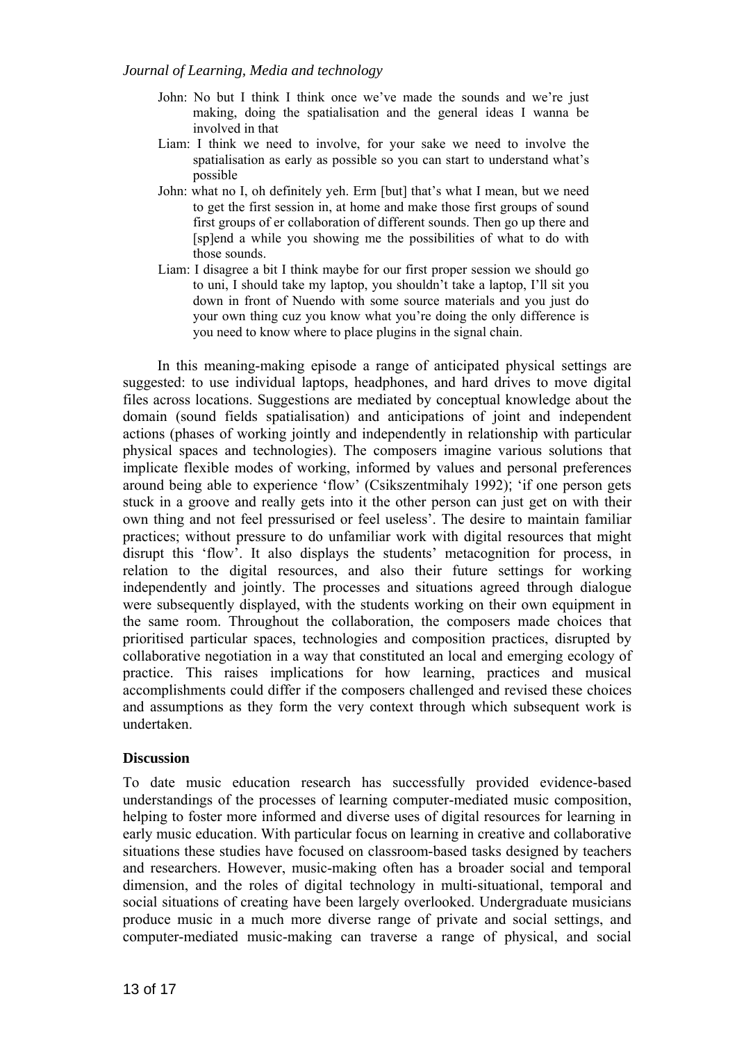John: No but I think I think once we've made the sounds and we're just making, doing the spatialisation and the general ideas I wanna be involved in that

Liam: I think we need to involve, for your sake we need to involve the spatialisation as early as possible so you can start to understand what's possible

John: what no I, oh definitely yeh. Erm [but] that's what I mean, but we need to get the first session in, at home and make those first groups of sound first groups of er collaboration of different sounds. Then go up there and [sp]end a while you showing me the possibilities of what to do with those sounds.

Liam: I disagree a bit I think maybe for our first proper session we should go to uni, I should take my laptop, you shouldn't take a laptop, I'll sit you down in front of Nuendo with some source materials and you just do your own thing cuz you know what you're doing the only difference is you need to know where to place plugins in the signal chain.

In this meaning-making episode a range of anticipated physical settings are suggested: to use individual laptops, headphones, and hard drives to move digital files across locations. Suggestions are mediated by conceptual knowledge about the domain (sound fields spatialisation) and anticipations of joint and independent actions (phases of working jointly and independently in relationship with particular physical spaces and technologies). The composers imagine various solutions that implicate flexible modes of working, informed by values and personal preferences around being able to experience 'flow' (Csikszentmihaly 1992); 'if one person gets stuck in a groove and really gets into it the other person can just get on with their own thing and not feel pressurised or feel useless'. The desire to maintain familiar practices; without pressure to do unfamiliar work with digital resources that might disrupt this 'flow'. It also displays the students' metacognition for process, in relation to the digital resources, and also their future settings for working independently and jointly. The processes and situations agreed through dialogue were subsequently displayed, with the students working on their own equipment in the same room. Throughout the collaboration, the composers made choices that prioritised particular spaces, technologies and composition practices, disrupted by collaborative negotiation in a way that constituted an local and emerging ecology of practice. This raises implications for how learning, practices and musical accomplishments could differ if the composers challenged and revised these choices and assumptions as they form the very context through which subsequent work is undertaken.

## Discussion

To date music education research has successfully provided evidence-based understandings of the processes of learning computer-mediated music composition, helping to foster more informed and diverse uses of digital resources for learning in early music education. With particular focus on learning in creative and collaborative situations these studies have focused on classroom-based tasks designed by teachers and researchers. However, music-making often has a broader social and temporal dimension, and the roles of digital technology in multi-situational, temporal and social situations of creating have been largely overlooked. Undergraduate musicians produce music in a much more diverse range of private and social settings, and computer-mediated music-making can traverse a range of physical, and social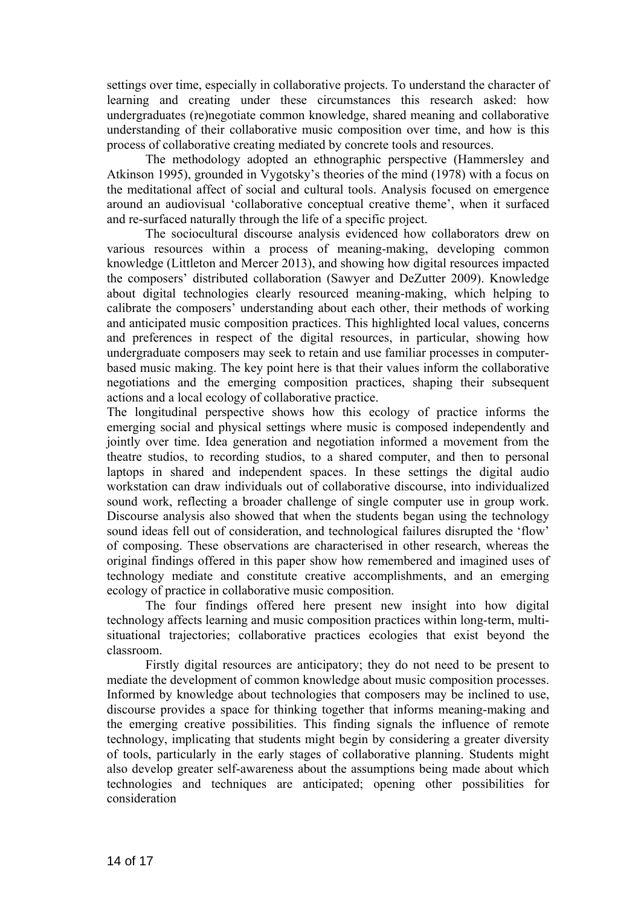settings over time, especially in collaborative projects. To understand the character of learning and creating under these circumstances this research asked: how undergraduates (re)negotiate common knowledge, shared meaning and collaborative understanding of their collaborative music composition over time, and how is this process of collaborative creating mediated by concrete tools and resources.

The methodology adopted an ethnographic perspective (Hammersley and Atkinson 1995), grounded in Vygotsky's theories of the mind (1978) with a focus on the meditational affect of social and cultural tools. Analysis focused on emergence around an audiovisual 'collaborative conceptual creative theme', when it surfaced and re-surfaced naturally through the life of a specific project.

The sociocultural discourse analysis evidenced how collaborators drew on various resources within a process of meaning-making, developing common knowledge (Littleton and Mercer 2013), and showing how digital resources impacted the composers' distributed collaboration (Sawyer and DeZutter 2009). Knowledge about digital technologies clearly resourced meaning-making, which helping to calibrate the composers' understanding about each other, their methods of working and anticipated music composition practices. This highlighted local values, concerns and preferences in respect of the digital resources, in particular, showing how undergraduate composers may seek to retain and use familiar processes in computer-based music making. The key point here is that their values inform the collaborative negotiations and the emerging composition practices, shaping their subsequent actions and a local ecology of collaborative practice.

The longitudinal perspective shows how this ecology of practice informs the emerging social and physical settings where music is composed independently and jointly over time. Idea generation and negotiation informed a movement from the theatre studios, to recording studios, to a shared computer, and then to personal laptops in shared and independent spaces. In these settings the digital audio workstation can draw individuals out of collaborative discourse, into individualized sound work, reflecting a broader challenge of single computer use in group work. Discourse analysis also showed that when the students began using the technology sound ideas fell out of consideration, and technological failures disrupted the 'flow' of composing. These observations are characterised in other research, whereas the original findings offered in this paper show how remembered and imagined uses of technology mediate and constitute creative accomplishments, and an emerging ecology of practice in collaborative music composition.

The four findings offered here present new insight into how digital technology affects learning and music composition practices within long-term, multi-situational trajectories; collaborative practices ecologies that exist beyond the classroom.

Firstly digital resources are anticipatory; they do not need to be present to mediate the development of common knowledge about music composition processes. Informed by knowledge about technologies that composers may be inclined to use, discourse provides a space for thinking together that informs meaning-making and the emerging creative possibilities. This finding signals the influence of remote technology, implicating that students might begin by considering a greater diversity of tools, particularly in the early stages of collaborative planning. Students might also develop greater self-awareness about the assumptions being made about which technologies and techniques are anticipated; opening other possibilities for consideration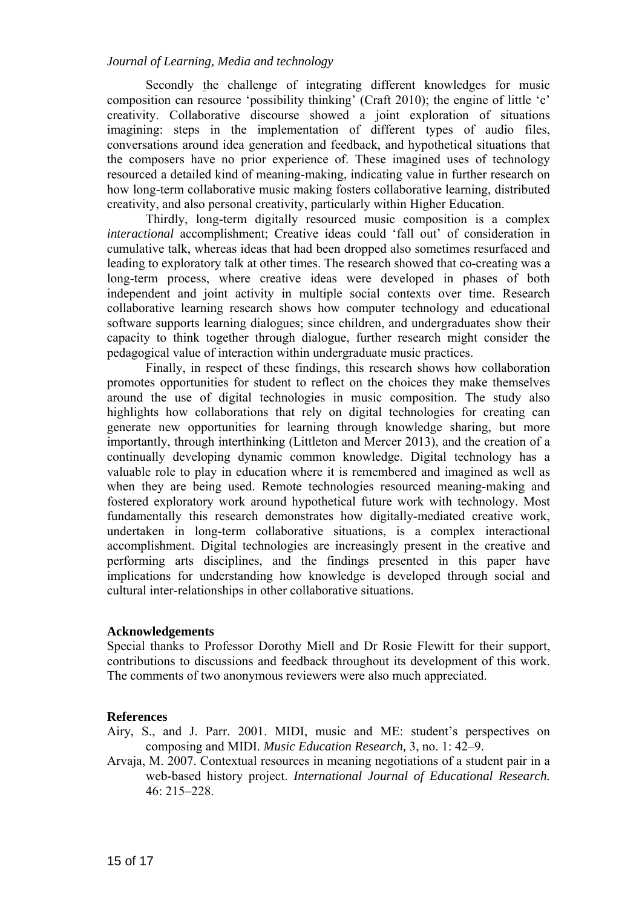Secondly the challenge of integrating different knowledges for music composition can resource 'possibility thinking' (Craft 2010); the engine of little 'c' creativity. Collaborative discourse showed a joint exploration of situations imagining: steps in the implementation of different types of audio files, conversations around idea generation and feedback, and hypothetical situations that the composers have no prior experience of. These imagined uses of technology resourced a detailed kind of meaning-making, indicating value in further research on how long-term collaborative music making fosters collaborative learning, distributed creativity, and also personal creativity, particularly within Higher Education.

Thirdly, long-term digitally resourced music composition is a complex *interactional* accomplishment; Creative ideas could 'fall out' of consideration in cumulative talk, whereas ideas that had been dropped also sometimes resurfaced and leading to exploratory talk at other times. The research showed that co-creating was a long-term process, where creative ideas were developed in phases of both independent and joint activity in multiple social contexts over time. Research collaborative learning research shows how computer technology and educational software supports learning dialogues; since children, and undergraduates show their capacity to think together through dialogue, further research might consider the pedagogical value of interaction within undergraduate music practices.

Finally, in respect of these findings, this research shows how collaboration promotes opportunities for student to reflect on the choices they make themselves around the use of digital technologies in music composition. The study also highlights how collaborations that rely on digital technologies for creating can generate new opportunities for learning through knowledge sharing, but more importantly, through interthinking (Littleton and Mercer 2013), and the creation of a continually developing dynamic common knowledge. Digital technology has a valuable role to play in education where it is remembered and imagined as well as when they are being used. Remote technologies resourced meaning-making and fostered exploratory work around hypothetical future work with technology. Most fundamentally this research demonstrates how digitally-mediated creative work, undertaken in long-term collaborative situations, is a complex interactional accomplishment. Digital technologies are increasingly present in the creative and performing arts disciplines, and the findings presented in this paper have implications for understanding how knowledge is developed through social and cultural inter-relationships in other collaborative situations.

## Acknowledgements

Special thanks to Professor Dorothy Miell and Dr Rosie Flewitt for their support, contributions to discussions and feedback throughout its development of this work. The comments of two anonymous reviewers were also much appreciated.

## References

Airy, S., and J. Parr. 2001. MIDI, music and ME: student's perspectives on composing and MIDI. *Music Education Research,* 3, no. 1: 42–9.

Arvaja, M. 2007. Contextual resources in meaning negotiations of a student pair in a web-based history project. *International Journal of Educational Research.* 46: 215–228.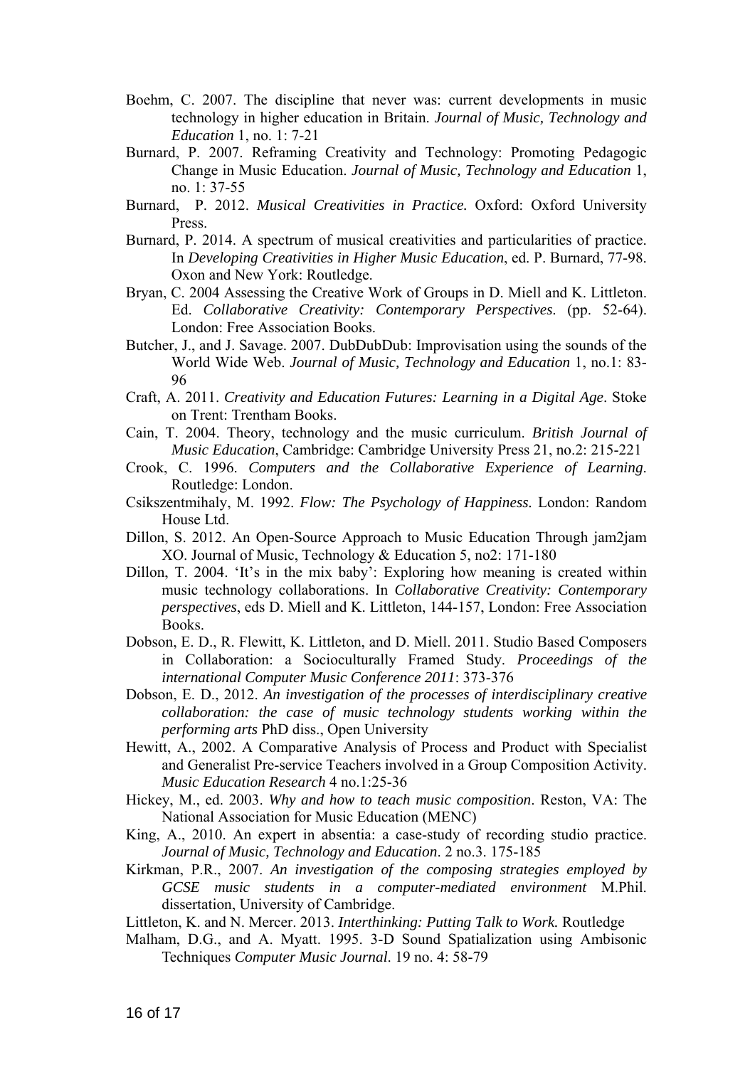Boehm, C. 2007. The discipline that never was: current developments in music technology in higher education in Britain. *Journal of Music, Technology and Education* 1, no. 1: 7-21

Burnard, P. 2007. Reframing Creativity and Technology: Promoting Pedagogic Change in Music Education. *Journal of Music, Technology and Education* 1, no. 1: 37-55

Burnard, P. 2012. *Musical Creativities in Practice.* Oxford: Oxford University Press.

Burnard, P. 2014. A spectrum of musical creativities and particularities of practice. In *Developing Creativities in Higher Music Education*, ed. P. Burnard, 77-98. Oxon and New York: Routledge.

Bryan, C. 2004 Assessing the Creative Work of Groups in D. Miell and K. Littleton. Ed. *Collaborative Creativity: Contemporary Perspectives*. (pp. 52-64). London: Free Association Books.

Butcher, J., and J. Savage. 2007. DubDubDub: Improvisation using the sounds of the World Wide Web. *Journal of Music, Technology and Education* 1, no.1: 83-96

Craft, A. 2011. *Creativity and Education Futures: Learning in a Digital Age*. Stoke on Trent: Trentham Books.

Cain, T. 2004. Theory, technology and the music curriculum. *British Journal of Music Education*, Cambridge: Cambridge University Press 21, no.2: 215-221

Crook, C. 1996. *Computers and the Collaborative Experience of Learning*. Routledge: London.

Csikszentmihaly, M. 1992. *Flow: The Psychology of Happiness.* London: Random House Ltd.

Dillon, S. 2012. An Open-Source Approach to Music Education Through jam2jam XO. Journal of Music, Technology & Education 5, no2: 171-180

Dillon, T. 2004. 'It's in the mix baby': Exploring how meaning is created within music technology collaborations. In *Collaborative Creativity: Contemporary perspectives*, eds D. Miell and K. Littleton, 144-157, London: Free Association Books.

Dobson, E. D., R. Flewitt, K. Littleton, and D. Miell. 2011. Studio Based Composers in Collaboration: a Socioculturally Framed Study. *Proceedings of the international Computer Music Conference 2011*: 373-376

Dobson, E. D., 2012. *An investigation of the processes of interdisciplinary creative collaboration: the case of music technology students working within the performing arts* PhD diss., Open University

Hewitt, A., 2002. A Comparative Analysis of Process and Product with Specialist and Generalist Pre-service Teachers involved in a Group Composition Activity. *Music Education Research* 4 no.1:25-36

Hickey, M., ed. 2003. *Why and how to teach music composition*. Reston, VA: The National Association for Music Education (MENC)

King, A., 2010. An expert in absentia: a case-study of recording studio practice. *Journal of Music, Technology and Education*. 2 no.3. 175-185

Kirkman, P.R., 2007. *An investigation of the composing strategies employed by GCSE music students in a computer-mediated environment* M.Phil. dissertation, University of Cambridge.

Littleton, K. and N. Mercer. 2013. *Interthinking: Putting Talk to Work.* Routledge

Malham, D.G., and A. Myatt. 1995. 3-D Sound Spatialization using Ambisonic Techniques *Computer Music Journal*. 19 no. 4: 58-79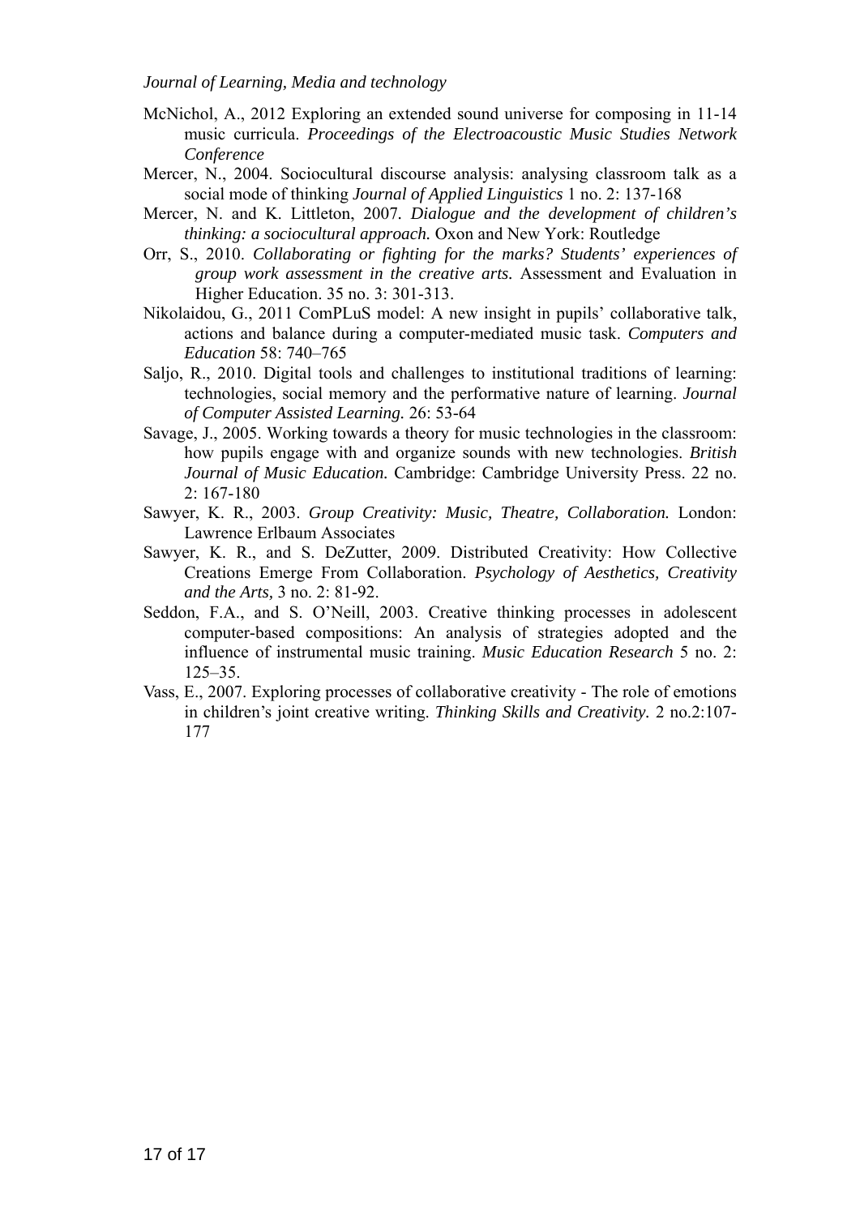McNichol, A., 2012 Exploring an extended sound universe for composing in 11-14 music curricula. *Proceedings of the Electroacoustic Music Studies Network Conference*

Mercer, N., 2004. Sociocultural discourse analysis: analysing classroom talk as a social mode of thinking *Journal of Applied Linguistics* 1 no. 2: 137-168

Mercer, N. and K. Littleton, 2007. *Dialogue and the development of children's thinking: a sociocultural approach.* Oxon and New York: Routledge

Orr, S., 2010. *Collaborating or fighting for the marks? Students' experiences of group work assessment in the creative arts.* Assessment and Evaluation in Higher Education. 35 no. 3: 301-313.

Nikolaidou, G., 2011 ComPLuS model: A new insight in pupils' collaborative talk, actions and balance during a computer-mediated music task. *Computers and Education* 58: 740–765

Saljo, R., 2010. Digital tools and challenges to institutional traditions of learning: technologies, social memory and the performative nature of learning. *Journal of Computer Assisted Learning.* 26: 53-64

Savage, J., 2005. Working towards a theory for music technologies in the classroom: how pupils engage with and organize sounds with new technologies. *British Journal of Music Education.* Cambridge: Cambridge University Press. 22 no. 2: 167-180

Sawyer, K. R., 2003. *Group Creativity: Music, Theatre, Collaboration.* London: Lawrence Erlbaum Associates

Sawyer, K. R., and S. DeZutter, 2009. Distributed Creativity: How Collective Creations Emerge From Collaboration. *Psychology of Aesthetics, Creativity and the Arts,* 3 no. 2: 81-92.

Seddon, F.A., and S. O'Neill, 2003. Creative thinking processes in adolescent computer-based compositions: An analysis of strategies adopted and the influence of instrumental music training. *Music Education Research* 5 no. 2: 125–35.

Vass, E., 2007. Exploring processes of collaborative creativity - The role of emotions in children's joint creative writing. *Thinking Skills and Creativity.* 2 no.2:107-177